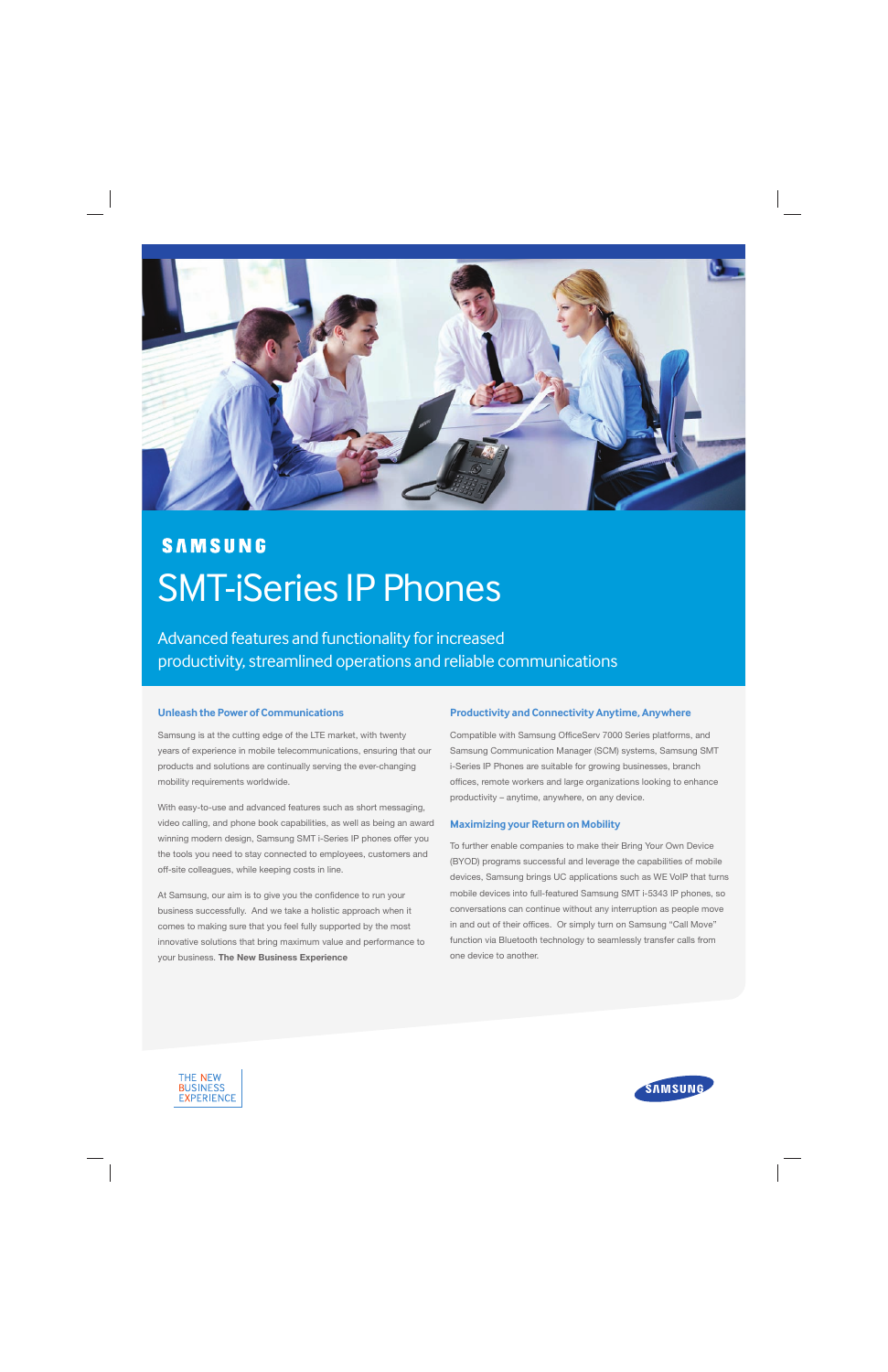SAMSUNG

# SMT-iSeries IP Phones

Advanced features and functionality for increased productivity, streamlined operations and reliable communications

### Unleash the Power of Communications

Samsung is at the cutting edge of the LTE market, with twenty years of experience in mobile telecommunications, ensuring that our products and solutions are continually serving the ever-changing mobility requirements worldwide.

With easy-to-use and advanced features such as short messaging, video calling, and phone book capabilities, as well as being an award winning modern design, Samsung SMT i-Series IP phones offer you the tools you need to stay connected to employees, customers and off-site colleagues, while keeping costs in line.

At Samsung, our aim is to give you the confidence to run your business successfully. And we take a holistic approach when it comes to making sure that you feel fully supported by the most innovative solutions that bring maximum value and performance to your business. **The New Business Experience**

### Productivity and Connectivity Anytime, Anywhere

Compatible with Samsung OfficeServ 7000 Series platforms, and Samsung Communication Manager (SCM) systems, Samsung SMT i-Series IP Phones are suitable for growing businesses, branch offices, remote workers and large organizations looking to enhance productivity – anytime, anywhere, on any device.

### Maximizing your Return on Mobility

To further enable companies to make their Bring Your Own Device (BYOD) programs successful and leverage the capabilities of mobile devices, Samsung brings UC applications such as WE VoIP that turns mobile devices into full-featured Samsung SMT i-5343 IP phones, so conversations can continue without any interruption as people move in and out of their offices. Or simply turn on Samsung "Call Move" function via Bluetooth technology to seamlessly transfer calls from one device to another.

THE NEW BUSINESS EXPERIENCE

SAMSUNG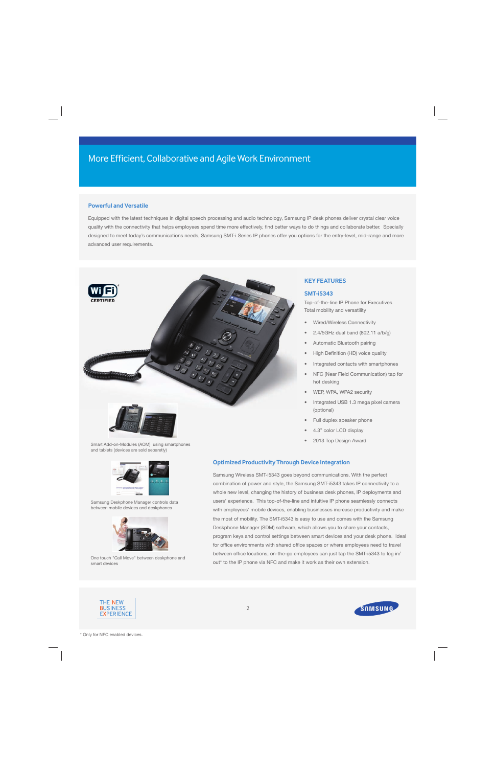# More Efficient, Collaborative and Agile Work Environment

## Powerful and Versatile

Equipped with the latest techniques in digital speech processing and audio technology, Samsung IP desk phones deliver crystal clear voice quality with the connectivity that helps employees spend time more effectively, find better ways to do things and collaborate better. Specially designed to meet today's communications needs, Samsung SMT-i Series IP phones offer you options for the entry-level, mid-range and more advanced user requirements.

Smart Add-on-Modules (AOM) using smartphones and tablets (devices are sold separetly)

Samsung Deskphone Manager controls data between mobile devices and deskphones

One touch "Call Move" between deskphone and smart devices

## KEY FEATURES

### SMT-i5343

Top-of-the-line IP Phone for Executives
Total mobility and versatility

- Wired/Wireless Connectivity
- 2.4/5GHz dual band (802.11 a/b/g)
- Automatic Bluetooth pairing
- High Definition (HD) voice quality
- Integrated contacts with smartphones
- NFC (Near Field Communication) tap for hot desking
- WEP, WPA, WPA2 security
- Integrated USB 1.3 mega pixel camera (optional)
- Full duplex speaker phone
- 4.3" color LCD display
- 2013 Top Design Award

## Optimized Productivity Through Device Integration

Samsung Wireless SMT-i5343 goes beyond communications. With the perfect combination of power and style, the Samsung SMT-i5343 takes IP connectivity to a whole new level, changing the history of business desk phones, IP deployments and users' experience. This top-of-the-line and intuitive IP phone seamlessly connects with employees' mobile devices, enabling businesses increase productivity and make the most of mobility. The SMT-i5343 is easy to use and comes with the Samsung Deskphone Manager (SDM) software, which allows you to share your contacts, program keys and control settings between smart devices and your desk phone. Ideal for office environments with shared office spaces or where employees need to travel between office locations, on-the-go employees can just tap the SMT-i5343 to log in/out* to the IP phone via NFC and make it work as their own extension.

THE NEW BUSINESS EXPERIENCE

\* Only for NFC enabled devices.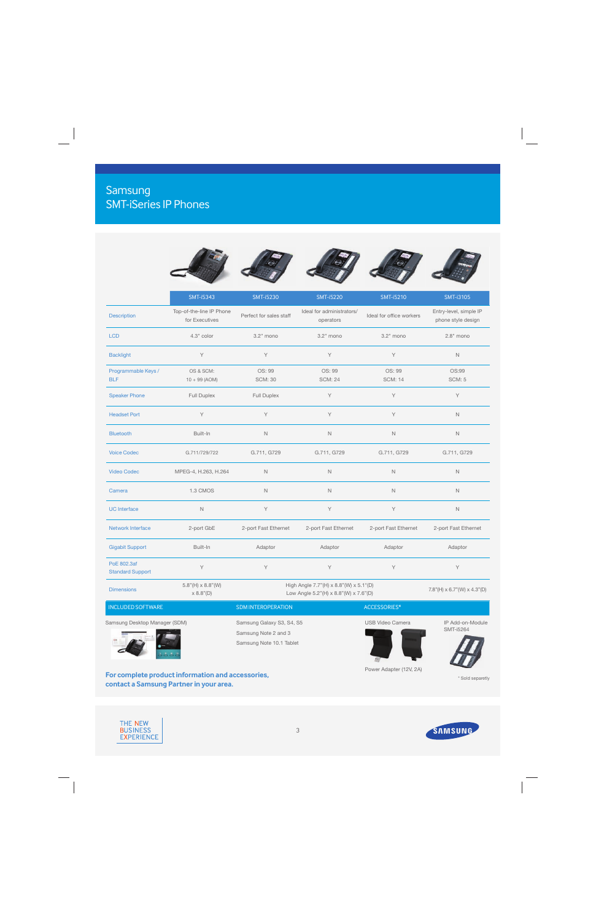# Samsung
# SMT-iSeries IP Phones

| | SMT-i5343 | SMT-i5230 | SMT-i5220 | SMT-i5210 | SMT-i3105 |
|---|---|---|---|---|---|
| Description | Top-of-the-line IP Phone for Executives | Perfect for sales staff | Ideal for administrators/ operators | Ideal for office workers | Entry-level, simple IP phone style design |
| LCD | 4.3" color | 3.2" mono | 3.2" mono | 3.2" mono | 2.8" mono |
| Backlight | Y | Y | Y | Y | N |
| Programmable Keys / BLF | OS & SCM: 10 + 99 (AOM) | OS: 99 SCM: 30 | OS: 99 SCM: 24 | OS: 99 SCM: 14 | OS:99 SCM: 5 |
| Speaker Phone | Full Duplex | Full Duplex | Y | Y | Y |
| Headset Port | Y | Y | Y | Y | N |
| Bluetooth | Built-In | N | N | N | N |
| Voice Codec | G.711/729/722 | G.711, G729 | G.711, G729 | G.711, G729 | G.711, G729 |
| Video Codec | MPEG-4, H.263, H.264 | N | N | N | N |
| Camera | 1.3 CMOS | N | N | N | N |
| UC Interface | N | Y | Y | Y | N |
| Network Interface | 2-port GbE | 2-port Fast Ethernet | 2-port Fast Ethernet | 2-port Fast Ethernet | 2-port Fast Ethernet |
| Gigabit Support | Built-In | Adaptor | Adaptor | Adaptor | Adaptor |
| PoE 802.3af Standard Support | Y | Y | Y | Y | Y |
| Dimensions | 5.8"(H) x 8.8"(W) x 8.8"(D) | High Angle 7.7"(H) x 8.8"(W) x 5.1"(D) Low Angle 5.2"(H) x 8.8"(W) x 7.6"(D) | | | 7.8"(H) x 6.7"(W) x 4.3"(D) |

| INCLUDED SOFTWARE | SDM INTEROPERATION | ACCESSORIES* |
|---|---|---|
| Samsung Desktop Manager (SDM) | Samsung Galaxy S3, S4, S5<br>Samsung Note 2 and 3<br>Samsung Note 10.1 Tablet | USB Video Camera<br>IP Add-on-Module SMT-i5264<br>Power Adapter (12V, 2A) |

**For complete product information and accessories, contact a Samsung Partner in your area.**

* Sold separately

THE NEW BUSINESS EXPERIENCE

SAMSUNG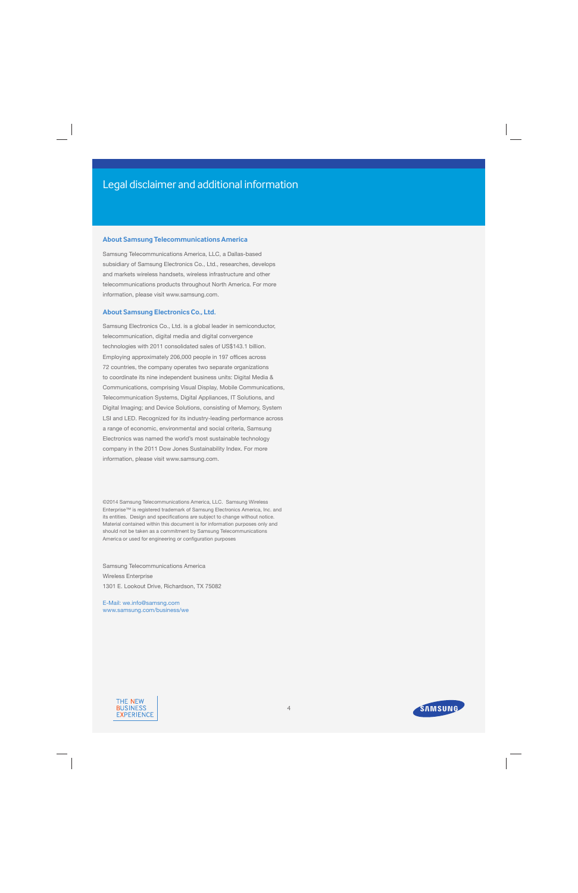# Legal disclaimer and additional information

## About Samsung Telecommunications America

Samsung Telecommunications America, LLC, a Dallas-based subsidiary of Samsung Electronics Co., Ltd., researches, develops and markets wireless handsets, wireless infrastructure and other telecommunications products throughout North America. For more information, please visit www.samsung.com.

## About Samsung Electronics Co., Ltd.

Samsung Electronics Co., Ltd. is a global leader in semiconductor, telecommunication, digital media and digital convergence technologies with 2011 consolidated sales of US$143.1 billion. Employing approximately 206,000 people in 197 offices across 72 countries, the company operates two separate organizations to coordinate its nine independent business units: Digital Media & Communications, comprising Visual Display, Mobile Communications, Telecommunication Systems, Digital Appliances, IT Solutions, and Digital Imaging; and Device Solutions, consisting of Memory, System LSI and LED. Recognized for its industry-leading performance across a range of economic, environmental and social criteria, Samsung Electronics was named the world's most sustainable technology company in the 2011 Dow Jones Sustainability Index. For more information, please visit www.samsung.com.

©2014 Samsung Telecommunications America, LLC. Samsung Wireless Enterprise™ is registered trademark of Samsung Electronics America, Inc. and its entities. Design and specifications are subject to change without notice. Material contained within this document is for information purposes only and should not be taken as a commitment by Samsung Telecommunications America or used for engineering or configuration purposes

Samsung Telecommunications America
Wireless Enterprise
1301 E. Lookout Drive, Richardson, TX 75082

E-Mail: we.info@samsng.com
www.samsung.com/business/we

THE NEW BUSINESS EXPERIENCE

SAMSUNG